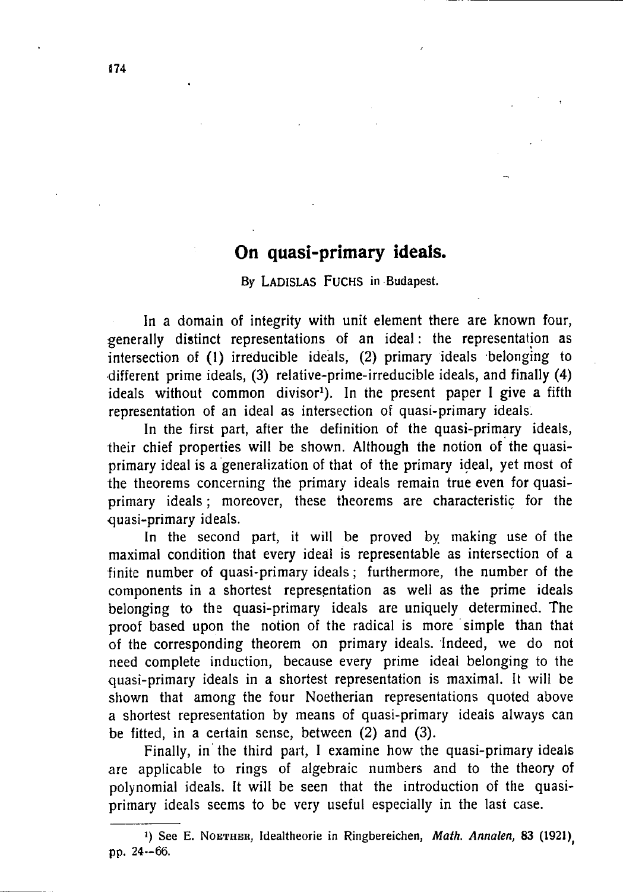# On quasi-primary ideals.

By LADISLAS FUCHS in Budapest.

In a domain of integrity with unit element there are known four, generally distinct representations of an ideal: the representation as intersection of (1) irreducible ideals, (2) primary ideals belonging to different prime ideals, (3) relative-prime-irreducible ideals, and finally (4) ideals without common divisor[1]). In the present paper I give a fifth representation of an ideal as intersection of quasi-primary ideals.

In the first part, after the definition of the quasi-primary ideals, their chief properties will be shown. Although the notion of the quasi-primary ideal is a generalization of that of the primary ideal, yet most of the theorems concerning the primary ideals remain true even for quasi-primary ideals; moreover, these theorems are characteristic for the quasi-primary ideals.

In the second part, it will be proved by making use of the maximal condition that every ideal is representable as intersection of a finite number of quasi-primary ideals; furthermore, the number of the components in a shortest representation as well as the prime ideals belonging to the quasi-primary ideals are uniquely determined. The proof based upon the notion of the radical is more simple than that of the corresponding theorem on primary ideals. Indeed, we do not need complete induction, because every prime ideal belonging to the quasi-primary ideals in a shortest representation is maximal. It will be shown that among the four Noetherian representations quoted above a shortest representation by means of quasi-primary ideals always can be fitted, in a certain sense, between (2) and (3).

Finally, in the third part, I examine how the quasi-primary ideals are applicable to rings of algebraic numbers and to the theory of polynomial ideals. It will be seen that the introduction of the quasi-primary ideals seems to be very useful especially in the last case.

---

[1]) See E. NOETHER, Idealtheorie in Ringbereichen, *Math. Annalen*, 83 (1921), pp. 24--66.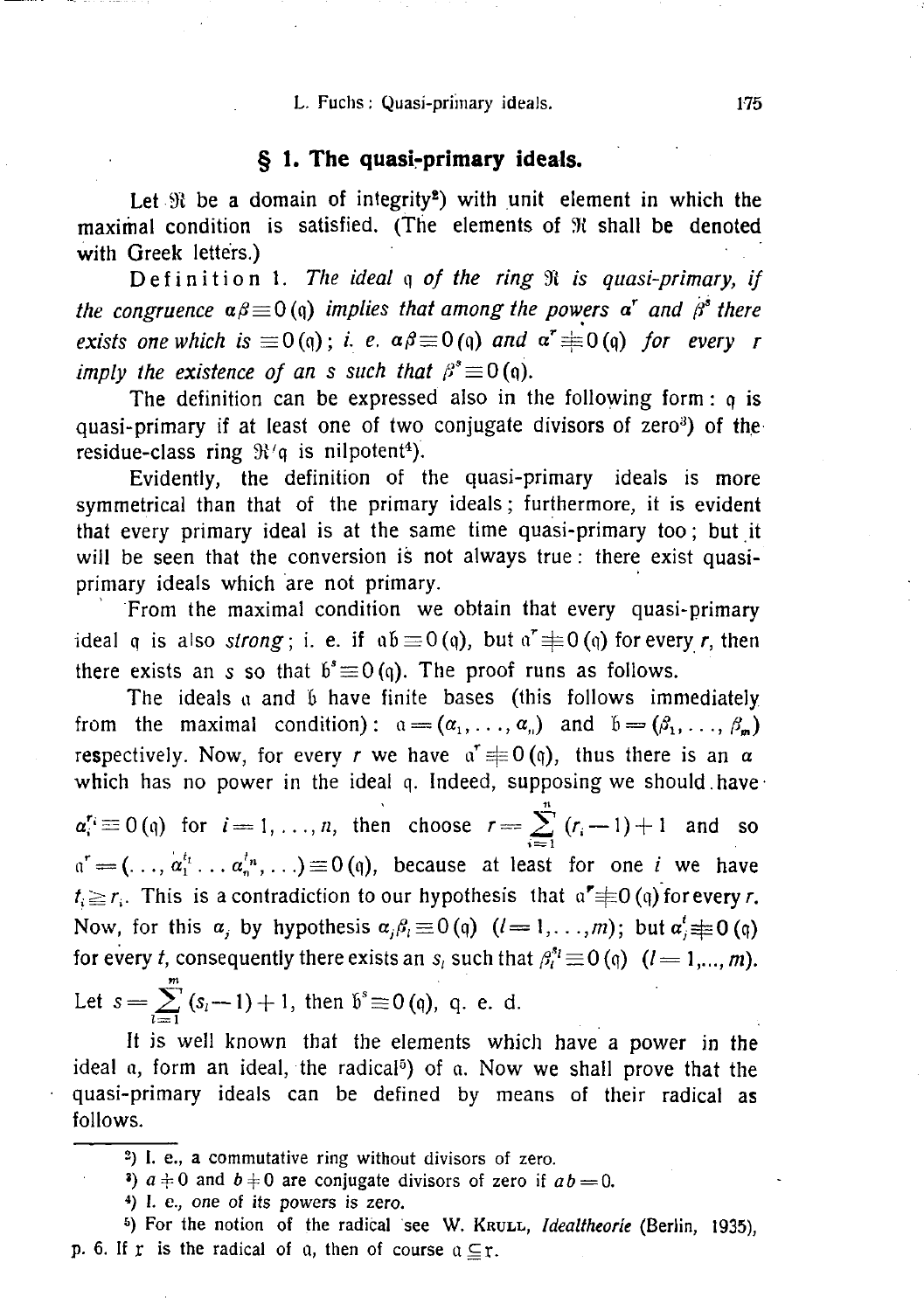## § 1. The quasi-primary ideals.

Let $\mathfrak{R}$ be a domain of integrity[2]) with unit element in which the maximal condition is satisfied. (The elements of $\mathfrak{R}$ shall be denoted with Greek letters.)

Definition 1. *The ideal* $\mathfrak{q}$ *of the ring* $\mathfrak{R}$ *is quasi-primary, if the congruence* $\alpha\beta \equiv 0\,(\mathfrak{q})$ *implies that among the powers* $\alpha^r$ *and* $\beta^s$ *there exists one which is* $\equiv 0\,(\mathfrak{q})$; *i. e.* $\alpha\beta \equiv 0\,(\mathfrak{q})$ *and* $\alpha^r \not\equiv 0\,(\mathfrak{q})$ *for every* $r$ *imply the existence of an* $s$ *such that* $\beta^s \equiv 0\,(\mathfrak{q})$.

The definition can be expressed also in the following form: $\mathfrak{q}$ is quasi-primary if at least one of two conjugate divisors of zero[3]) of the residue-class ring $\mathfrak{R}/\mathfrak{q}$ is nilpotent[4]).

Evidently, the definition of the quasi-primary ideals is more symmetrical than that of the primary ideals; furthermore, it is evident that every primary ideal is at the same time quasi-primary too; but it will be seen that the conversion is not always true: there exist quasi-primary ideals which are not primary.

From the maximal condition we obtain that every quasi-primary ideal $\mathfrak{q}$ is also *strong*; i. e. if $\mathfrak{a}\mathfrak{b} \equiv 0\,(\mathfrak{q})$, but $\mathfrak{a}^r \not\equiv 0\,(\mathfrak{q})$ for every $r$, then there exists an $s$ so that $\mathfrak{b}^s \equiv 0\,(\mathfrak{q})$. The proof runs as follows.

The ideals $\mathfrak{a}$ and $\mathfrak{b}$ have finite bases (this follows immediately from the maximal condition): $\mathfrak{a} = (\alpha_1, \ldots, \alpha_n)$ and $\mathfrak{b} = (\beta_1, \ldots, \beta_m)$ respectively. Now, for every $r$ we have $\mathfrak{a}^r \not\equiv 0\,(\mathfrak{q})$, thus there is an $\alpha$ which has no power in the ideal $\mathfrak{q}$. Indeed, supposing we should have $\alpha_i^{r_i} \equiv 0\,(\mathfrak{q})$ for $i = 1, \ldots, n$, then choose $r = \sum_{i=1}^{n} (r_i - 1) + 1$ and so $\mathfrak{a}^r = (\ldots, \alpha_1^{t_1} \ldots \alpha_n^{t_n}, \ldots) \equiv 0\,(\mathfrak{q})$, because at least for one $i$ we have $t_i \geq r_i$. This is a contradiction to our hypothesis that $\mathfrak{a}^r \not\equiv 0\,(\mathfrak{q})$ for every $r$. Now, for this $\alpha_j$ by hypothesis $\alpha_j \beta_l \equiv 0\,(\mathfrak{q})$ $(l = 1, \ldots, m)$; but $\alpha_j^t \not\equiv 0\,(\mathfrak{q})$ for every $t$, consequently there exists an $s_l$ such that $\beta_l^{s_l} \equiv 0\,(\mathfrak{q})$ $(l = 1, \ldots, m)$. Let $s = \sum_{l=1}^{m} (s_l - 1) + 1$, then $\mathfrak{b}^s \equiv 0\,(\mathfrak{q})$, q. e. d.

It is well known that the elements which have a power in the ideal $\mathfrak{a}$, form an ideal, the radical[5]) of $\mathfrak{a}$. Now we shall prove that the quasi-primary ideals can be defined by means of their radical as follows.

---

[2]) I. e., a commutative ring without divisors of zero.

[3]) $a \neq 0$ and $b \neq 0$ are conjugate divisors of zero if $ab = 0$.

[4]) I. e., one of its powers is zero.

[5]) For the notion of the radical see W. Krull, *Idealtheorie* (Berlin, 1935), p. 6. If $\mathfrak{r}$ is the radical of $\mathfrak{a}$, then of course $\mathfrak{a} \subseteq \mathfrak{r}$.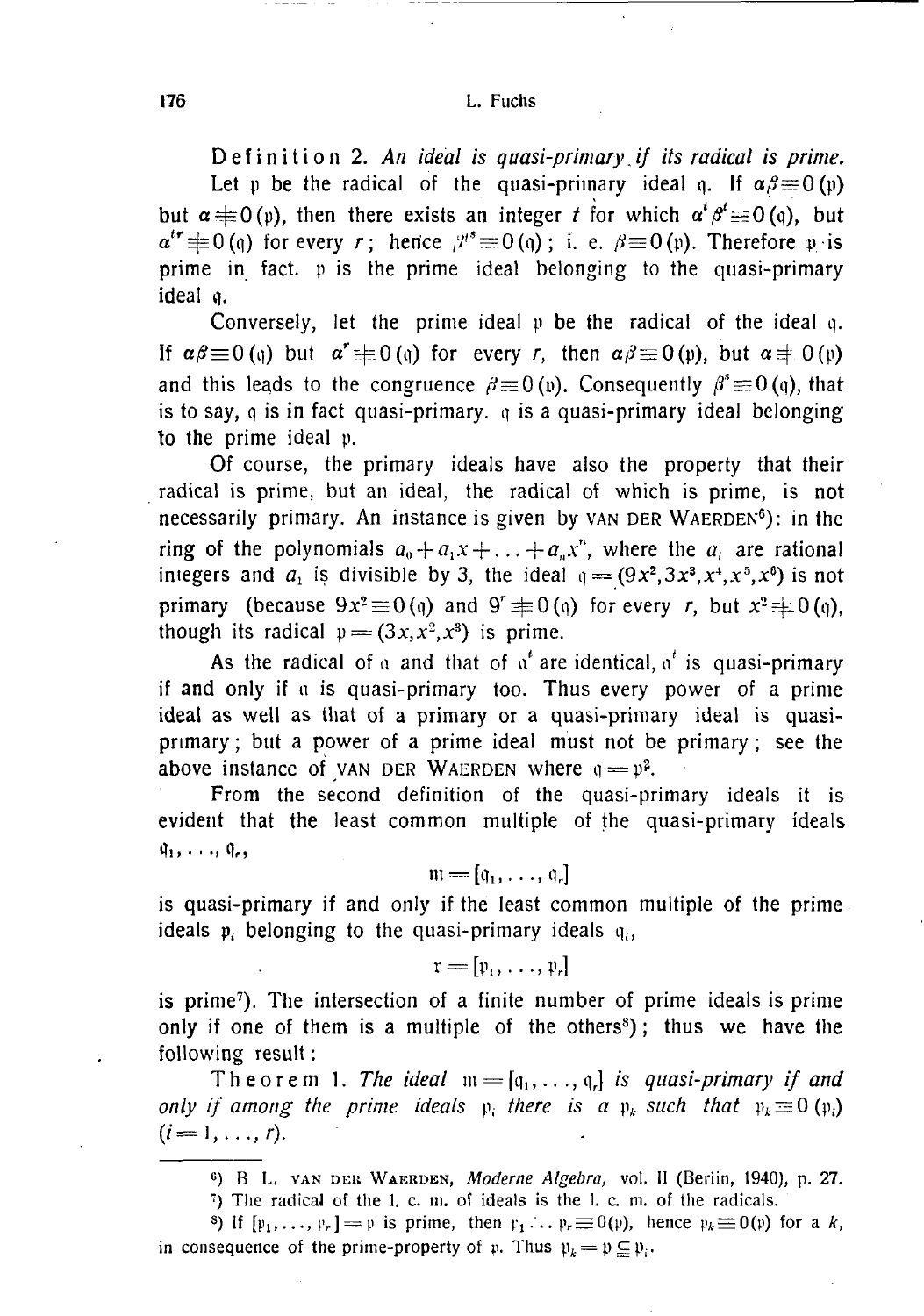**Definition 2.** *An ideal is quasi-primary if its radical is prime.*

Let $\mathfrak{p}$ be the radical of the quasi-primary ideal $\mathfrak{q}$. If $\alpha\beta \equiv 0(\mathfrak{p})$ but $\alpha \not\equiv 0(\mathfrak{p})$, then there exists an integer $t$ for which $\alpha^t\beta^t \equiv 0(\mathfrak{q})$, but $\alpha^{tr} \not\equiv 0(\mathfrak{q})$ for every $r$; hence $\beta^{ts} \equiv 0(\mathfrak{q})$; i. e. $\beta \equiv 0(\mathfrak{p})$. Therefore $\mathfrak{p}$ is prime in fact. $\mathfrak{p}$ is the prime ideal belonging to the quasi-primary ideal $\mathfrak{q}$.

Conversely, let the prime ideal $\mathfrak{p}$ be the radical of the ideal $\mathfrak{q}$. If $\alpha\beta \equiv 0(\mathfrak{q})$ but $\alpha^r \not\equiv 0(\mathfrak{q})$ for every $r$, then $\alpha\beta \equiv 0(\mathfrak{p})$, but $\alpha \not\equiv 0(\mathfrak{p})$ and this leads to the congruence $\beta \equiv 0(\mathfrak{p})$. Consequently $\beta^s \equiv 0(\mathfrak{q})$, that is to say, $\mathfrak{q}$ is in fact quasi-primary. $\mathfrak{q}$ is a quasi-primary ideal belonging to the prime ideal $\mathfrak{p}$.

Of course, the primary ideals have also the property that their radical is prime, but an ideal, the radical of which is prime, is not necessarily primary. An instance is given by VAN DER WAERDEN[6]): in the ring of the polynomials $a_0 + a_1x + \ldots + a_nx^n$, where the $a_i$ are rational integers and $a_1$ is divisible by 3, the ideal $\mathfrak{q} = (9x^2, 3x^3, x^4, x^5, x^6)$ is not primary (because $9x^2 \equiv 0(\mathfrak{q})$ and $9^r \not\equiv 0(\mathfrak{q})$ for every $r$, but $x^2 \not\equiv 0(\mathfrak{q})$), though its radical $\mathfrak{p} = (3x, x^2, x^3)$ is prime.

As the radical of $\mathfrak{a}$ and that of $\mathfrak{a}^t$ are identical, $\mathfrak{a}^t$ is quasi-primary if and only if $\mathfrak{a}$ is quasi-primary too. Thus every power of a prime ideal as well as that of a primary or a quasi-primary ideal is quasi-primary; but a power of a prime ideal must not be primary; see the above instance of VAN DER WAERDEN where $\mathfrak{q} = \mathfrak{p}^2$.

From the second definition of the quasi-primary ideals it is evident that the least common multiple of the quasi-primary ideals $\mathfrak{q}_1, \ldots, \mathfrak{q}_r$,

$$\mathfrak{m} = [\mathfrak{q}_1, \ldots, \mathfrak{q}_r]$$

is quasi-primary if and only if the least common multiple of the prime ideals $\mathfrak{p}_i$ belonging to the quasi-primary ideals $\mathfrak{q}_i$,

$$\mathfrak{r} = [\mathfrak{p}_1, \ldots, \mathfrak{p}_r]$$

is prime[7]). The intersection of a finite number of prime ideals is prime only if one of them is a multiple of the others[8]); thus we have the following result:

**Theorem 1.** *The ideal $\mathfrak{m} = [\mathfrak{q}_1, \ldots, \mathfrak{q}_r]$ is quasi-primary if and only if among the prime ideals $\mathfrak{p}_i$ there is a $\mathfrak{p}_k$ such that $\mathfrak{p}_k \equiv 0(\mathfrak{p}_i)$ $(i = 1, \ldots, r)$.*

---

[6]) B. L. VAN DER WAERDEN, *Moderne Algebra*, vol. II (Berlin, 1940), p. 27.

[7]) The radical of the l. c. m. of ideals is the l. c. m. of the radicals.

[8]) If $[\mathfrak{p}_1, \ldots, \mathfrak{p}_r] = \mathfrak{p}$ is prime, then $\mathfrak{p}_1 \cdots \mathfrak{p}_r \equiv 0(\mathfrak{p})$, hence $\mathfrak{p}_k \equiv 0(\mathfrak{p})$ for a $k$, in consequence of the prime-property of $\mathfrak{p}$. Thus $\mathfrak{p}_k = \mathfrak{p} \subseteq \mathfrak{p}_i$.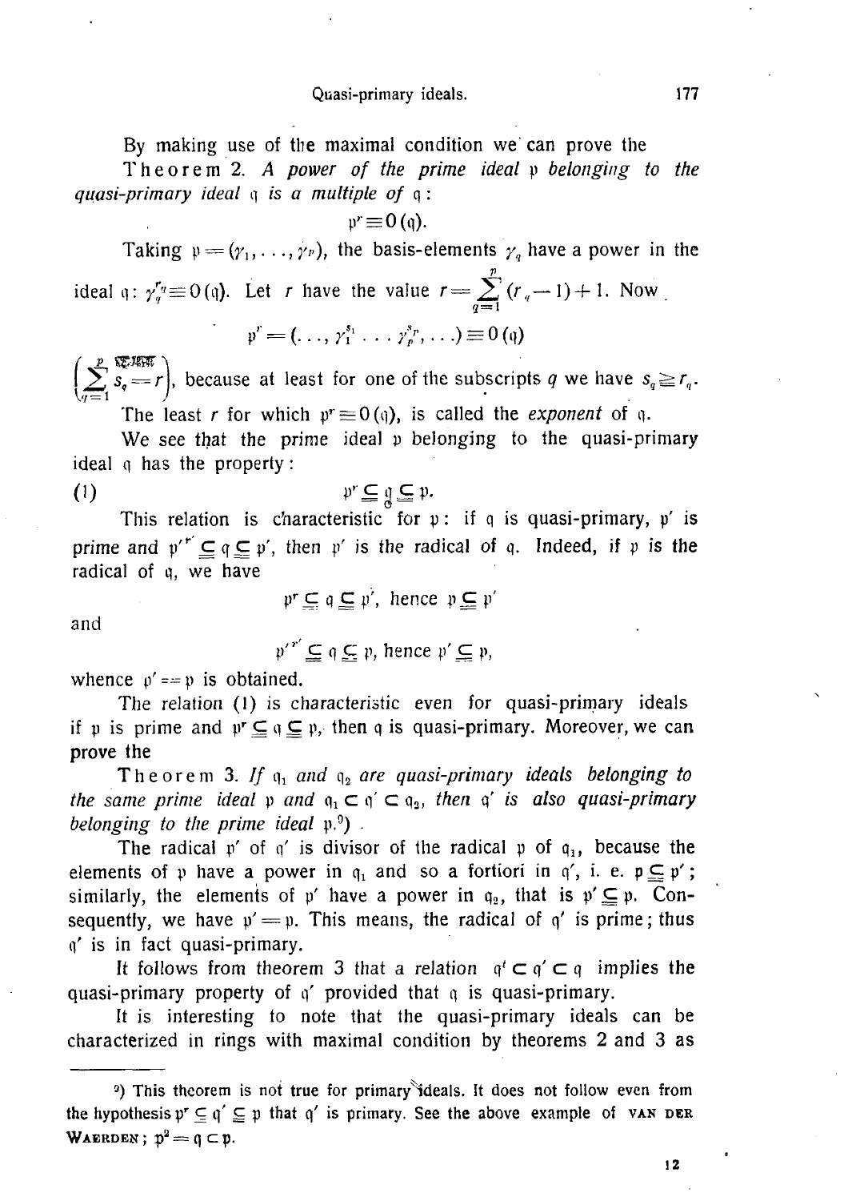By making use of the maximal condition we can prove the

Theorem 2. *A power of the prime ideal* $\mathfrak{p}$ *belonging to the quasi-primary ideal* $\mathfrak{q}$ *is a multiple of* $\mathfrak{q}$:

$$\mathfrak{p}^r \equiv 0\,(\mathfrak{q}).$$

Taking $\mathfrak{p} = (\gamma_1, \ldots, \gamma_p)$, the basis-elements $\gamma_q$ have a power in the ideal $\mathfrak{q}$: $\gamma_q^{r_q} \equiv 0\,(\mathfrak{q})$. Let $r$ have the value $r = \sum_{q=1}^{p} (r_q - 1) + 1$. Now

$$\mathfrak{p}^r = (\ldots, \gamma_1^{s_1} \ldots \gamma_p^{s_p}, \ldots) \equiv 0\,(\mathfrak{q})$$

$\left(\sum_{q=1}^{p} s_q = r\right)$, because at least for one of the subscripts $q$ we have $s_q \geqq r_q$.

The least $r$ for which $\mathfrak{p}^r \equiv 0\,(\mathfrak{q})$, is called the *exponent* of $\mathfrak{q}$.

We see that the prime ideal $\mathfrak{p}$ belonging to the quasi-primary ideal $\mathfrak{q}$ has the property:

$$(1) \qquad \mathfrak{p}^r \subseteqq \mathfrak{q} \subseteqq \mathfrak{p}.$$

This relation is characteristic for $\mathfrak{p}$: if $\mathfrak{q}$ is quasi-primary, $\mathfrak{p}'$ is prime and $\mathfrak{p}'^{r'} \subseteqq \mathfrak{q} \subseteqq \mathfrak{p}'$, then $\mathfrak{p}'$ is the radical of $\mathfrak{q}$. Indeed, if $\mathfrak{p}$ is the radical of $\mathfrak{q}$, we have

$$\mathfrak{p}^r \subseteqq \mathfrak{q} \subseteqq \mathfrak{p}', \text{ hence } \mathfrak{p} \subseteqq \mathfrak{p}'$$

and

$$\mathfrak{p}'^{r'} \subseteqq \mathfrak{q} \subseteqq \mathfrak{p}, \text{ hence } \mathfrak{p}' \subseteqq \mathfrak{p},$$

whence $\mathfrak{p}' = \mathfrak{p}$ is obtained.

The relation (1) is characteristic even for quasi-primary ideals if $\mathfrak{p}$ is prime and $\mathfrak{p}^r \subseteqq \mathfrak{q} \subseteqq \mathfrak{p}$, then $\mathfrak{q}$ is quasi-primary. Moreover, we can prove the

Theorem 3. *If* $\mathfrak{q}_1$ *and* $\mathfrak{q}_2$ *are quasi-primary ideals belonging to the same prime ideal* $\mathfrak{p}$ *and* $\mathfrak{q}_1 \subset \mathfrak{q}' \subset \mathfrak{q}_2$, *then* $\mathfrak{q}'$ *is also quasi-primary belonging to the prime ideal* $\mathfrak{p}$.[9])

The radical $\mathfrak{p}'$ of $\mathfrak{q}'$ is divisor of the radical $\mathfrak{p}$ of $\mathfrak{q}_1$, because the elements of $\mathfrak{p}$ have a power in $\mathfrak{q}_1$ and so a fortiori in $\mathfrak{q}'$, i. e. $\mathfrak{p} \subseteqq \mathfrak{p}'$; similarly, the elements of $\mathfrak{p}'$ have a power in $\mathfrak{q}_2$, that is $\mathfrak{p}' \subseteqq \mathfrak{p}$. Consequently, we have $\mathfrak{p}' = \mathfrak{p}$. This means, the radical of $\mathfrak{q}'$ is prime; thus $\mathfrak{q}'$ is in fact quasi-primary.

It follows from theorem 3 that a relation $\mathfrak{q}^t \subset \mathfrak{q}' \subset \mathfrak{q}$ implies the quasi-primary property of $\mathfrak{q}'$ provided that $\mathfrak{q}$ is quasi-primary.

It is interesting to note that the quasi-primary ideals can be characterized in rings with maximal condition by theorems 2 and 3 as

---

[9]) This theorem is not true for primary ideals. It does not follow even from the hypothesis $\mathfrak{p}^r \subseteqq \mathfrak{q}' \subseteqq \mathfrak{p}$ that $\mathfrak{q}'$ is primary. See the above example of VAN DER WAERDEN; $\mathfrak{p}^2 = \mathfrak{q} \subset \mathfrak{p}$.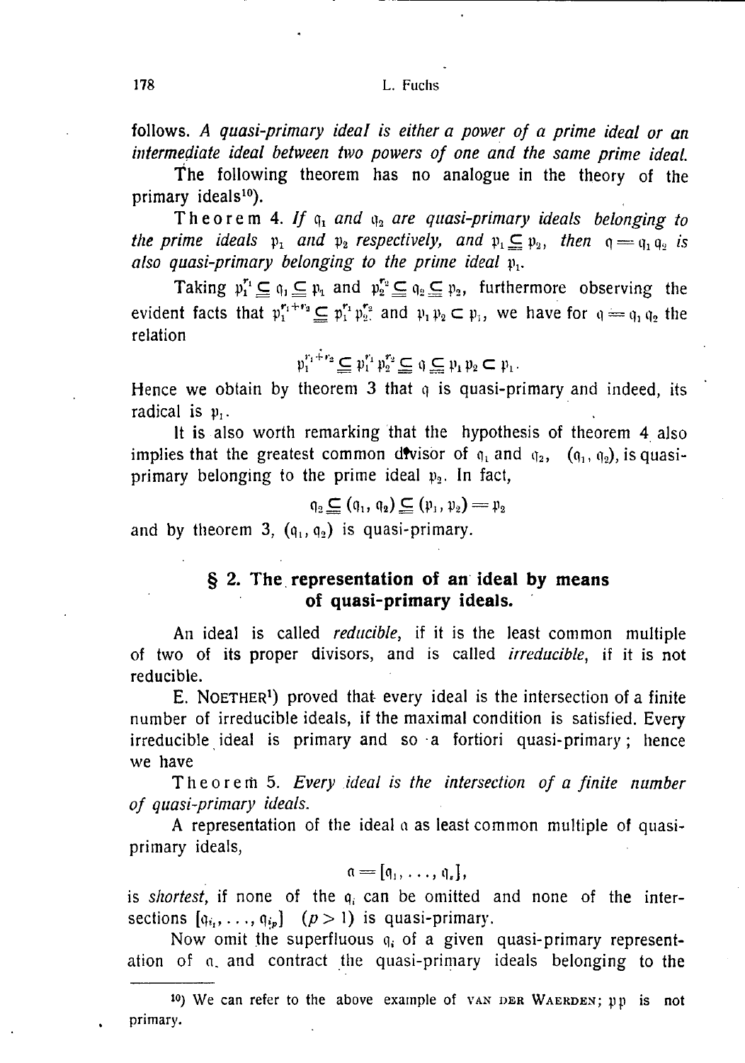follows. *A quasi-primary ideal is either a power of a prime ideal or an intermediate ideal between two powers of one and the same prime ideal.*

The following theorem has no analogue in the theory of the primary ideals[10]).

Theorem 4. *If $\mathfrak{q}_1$ and $\mathfrak{q}_2$ are quasi-primary ideals belonging to the prime ideals $\mathfrak{p}_1$ and $\mathfrak{p}_2$ respectively, and $\mathfrak{p}_1 \subseteqq \mathfrak{p}_2$, then $\mathfrak{q} = \mathfrak{q}_1 \mathfrak{q}_2$ is also quasi-primary belonging to the prime ideal $\mathfrak{p}_1$.*

Taking $\mathfrak{p}_1^{r_1} \subseteqq \mathfrak{q}_1 \subseteqq \mathfrak{p}_1$ and $\mathfrak{p}_2^{r_2} \subseteqq \mathfrak{q}_2 \subseteqq \mathfrak{p}_2$, furthermore observing the evident facts that $\mathfrak{p}_1^{r_1+r_2} \subseteqq \mathfrak{p}_1^{r_1} \mathfrak{p}_2^{r_2}$ and $\mathfrak{p}_1 \mathfrak{p}_2 \subset \mathfrak{p}_1$, we have for $\mathfrak{q} = \mathfrak{q}_1 \mathfrak{q}_2$ the relation

$$\mathfrak{p}_1^{r_1+r_2} \subseteqq \mathfrak{p}_1^{r_1} \mathfrak{p}_2^{r_2} \subseteqq \mathfrak{q} \subseteqq \mathfrak{p}_1 \mathfrak{p}_2 \subset \mathfrak{p}_1 .$$

Hence we obtain by theorem 3 that $\mathfrak{q}$ is quasi-primary and indeed, its radical is $\mathfrak{p}_1$.

It is also worth remarking that the hypothesis of theorem 4 also implies that the greatest common divisor of $\mathfrak{q}_1$ and $\mathfrak{q}_2$, $(\mathfrak{q}_1, \mathfrak{q}_2)$, is quasi-primary belonging to the prime ideal $\mathfrak{p}_2$. In fact,

$$\mathfrak{q}_2 \subseteqq (\mathfrak{q}_1, \mathfrak{q}_2) \subseteqq (\mathfrak{p}_1, \mathfrak{p}_2) = \mathfrak{p}_2$$

and by theorem 3, $(\mathfrak{q}_1, \mathfrak{q}_2)$ is quasi-primary.

## § 2. The representation of an ideal by means of quasi-primary ideals.

An ideal is called *reducible*, if it is the least common multiple of two of its proper divisors, and is called *irreducible*, if it is not reducible.

E. Noether[1]) proved that every ideal is the intersection of a finite number of irreducible ideals, if the maximal condition is satisfied. Every irreducible ideal is primary and so a fortiori quasi-primary; hence we have

Theorem 5. *Every ideal is the intersection of a finite number of quasi-primary ideals.*

A representation of the ideal $\mathfrak{a}$ as least common multiple of quasi-primary ideals,

$$\mathfrak{a} = [\mathfrak{q}_1, \ldots, \mathfrak{q}_s],$$

is *shortest*, if none of the $\mathfrak{q}_i$ can be omitted and none of the intersections $[\mathfrak{q}_{i_1}, \ldots, \mathfrak{q}_{i_p}]$ $(p > 1)$ is quasi-primary.

Now omit the superfluous $\mathfrak{q}_i$ of a given quasi-primary representation of $\mathfrak{a}$ and contract the quasi-primary ideals belonging to the

---

[10]) We can refer to the above example of van der Waerden; $\mathfrak{p}\mathfrak{p}$ is not primary.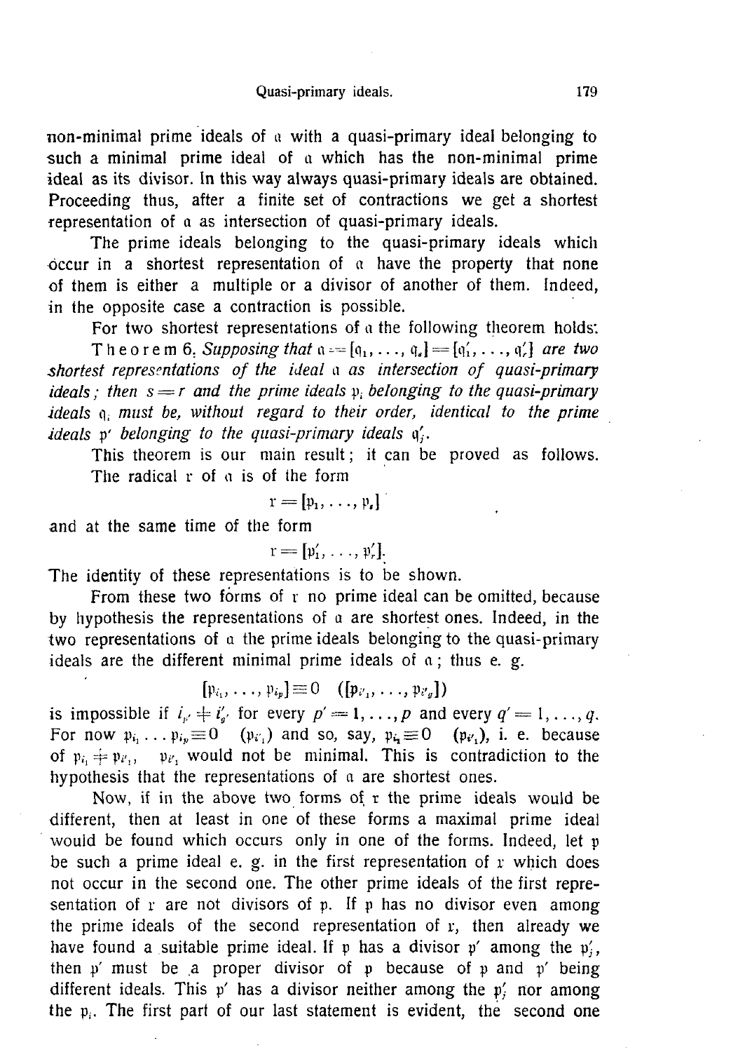non-minimal prime ideals of $\mathfrak{a}$ with a quasi-primary ideal belonging to such a minimal prime ideal of $\mathfrak{a}$ which has the non-minimal prime ideal as its divisor. In this way always quasi-primary ideals are obtained. Proceeding thus, after a finite set of contractions we get a shortest representation of $\mathfrak{a}$ as intersection of quasi-primary ideals.

The prime ideals belonging to the quasi-primary ideals which occur in a shortest representation of $\mathfrak{a}$ have the property that none of them is either a multiple or a divisor of another of them. Indeed, in the opposite case a contraction is possible.

For two shortest representations of $\mathfrak{a}$ the following theorem holds:

Theorem 6. *Supposing that* $\mathfrak{a} = [\mathfrak{q}_1, \ldots, \mathfrak{q}_s] = [\mathfrak{q}'_1, \ldots, \mathfrak{q}'_r]$ *are two shortest representations of the ideal* $\mathfrak{a}$ *as intersection of quasi-primary ideals; then* $s = r$ *and the prime ideals* $\mathfrak{p}_i$ *belonging to the quasi-primary ideals* $\mathfrak{q}_i$ *must be, without regard to their order, identical to the prime ideals* $\mathfrak{p}'$ *belonging to the quasi-primary ideals* $\mathfrak{q}'_j$.

This theorem is our main result; it can be proved as follows.

The radical $\mathfrak{r}$ of $\mathfrak{a}$ is of the form

$$\mathfrak{r} = [\mathfrak{p}_1, \ldots, \mathfrak{p}_s]$$

and at the same time of the form

$$\mathfrak{r} = [\mathfrak{p}'_1, \ldots, \mathfrak{p}'_r].$$

The identity of these representations is to be shown.

From these two forms of $\mathfrak{r}$ no prime ideal can be omitted, because by hypothesis the representations of $\mathfrak{a}$ are shortest ones. Indeed, in the two representations of $\mathfrak{a}$ the prime ideals belonging to the quasi-primary ideals are the different minimal prime ideals of $\mathfrak{a}$; thus e. g.

$$[\mathfrak{p}_{i_1}, \ldots, \mathfrak{p}_{i_p}] \equiv 0 \quad ([\mathfrak{p}_{i'_1}, \ldots, \mathfrak{p}_{i'_q}])$$

is impossible if $i_{p'} \neq i'_{q'}$ for every $p' = 1, \ldots, p$ and every $q' = 1, \ldots, q$. For now $\mathfrak{p}_{i_1} \ldots \mathfrak{p}_{i_p} \equiv 0 \quad (\mathfrak{p}_{i'_1})$ and so, say, $\mathfrak{p}_{i_1} \equiv 0 \quad (\mathfrak{p}_{i'_1})$, i. e. because of $\mathfrak{p}_{i_1} \neq \mathfrak{p}_{i'_1}$, $\mathfrak{p}_{i'_1}$ would not be minimal. This is contradiction to the hypothesis that the representations of $\mathfrak{a}$ are shortest ones.

Now, if in the above two forms of $\mathfrak{r}$ the prime ideals would be different, then at least in one of these forms a maximal prime ideal would be found which occurs only in one of the forms. Indeed, let $\mathfrak{p}$ be such a prime ideal e. g. in the first representation of $\mathfrak{r}$ which does not occur in the second one. The other prime ideals of the first representation of $\mathfrak{r}$ are not divisors of $\mathfrak{p}$. If $\mathfrak{p}$ has no divisor even among the prime ideals of the second representation of $\mathfrak{r}$, then already we have found a suitable prime ideal. If $\mathfrak{p}$ has a divisor $\mathfrak{p}'$ among the $\mathfrak{p}'_j$, then $\mathfrak{p}'$ must be a proper divisor of $\mathfrak{p}$ because of $\mathfrak{p}$ and $\mathfrak{p}'$ being different ideals. This $\mathfrak{p}'$ has a divisor neither among the $\mathfrak{p}'_j$ nor among the $\mathfrak{p}_i$. The first part of our last statement is evident, the second one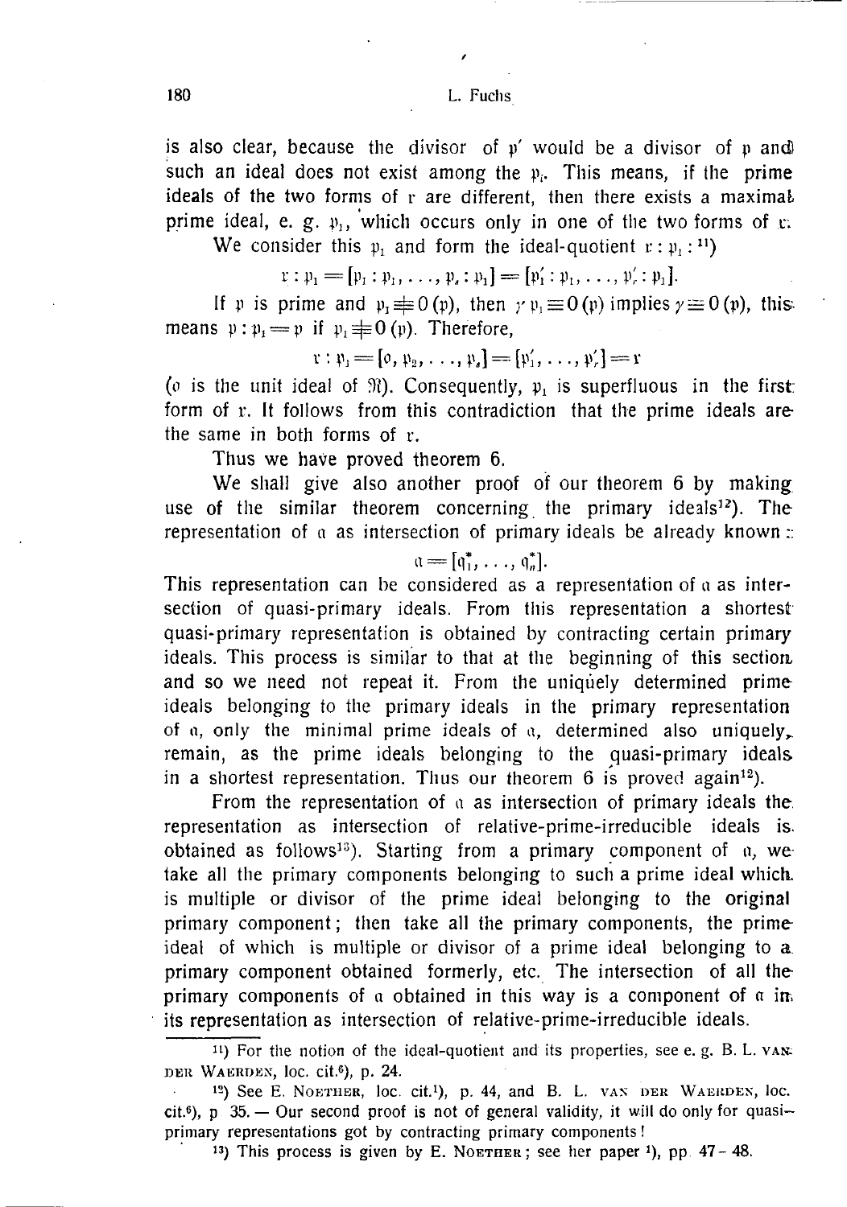is also clear, because the divisor of $\mathfrak{p}'$ would be a divisor of $\mathfrak{p}$ and such an ideal does not exist among the $\mathfrak{p}_i$. This means, if the prime ideals of the two forms of $\mathfrak{r}$ are different, then there exists a maximal prime ideal, e. g. $\mathfrak{p}_1$, which occurs only in one of the two forms of $\mathfrak{r}$.

We consider this $\mathfrak{p}_1$ and form the ideal-quotient $\mathfrak{r} : \mathfrak{p}_1$ :[11])

$$\mathfrak{r} : \mathfrak{p}_1 = [\mathfrak{p}_1 : \mathfrak{p}_1, \ldots, \mathfrak{p}_s : \mathfrak{p}_1] = [\mathfrak{p}'_1 : \mathfrak{p}_1, \ldots, \mathfrak{p}'_r : \mathfrak{p}_1].$$

If $\mathfrak{p}$ is prime and $\mathfrak{p}_1 \not\equiv 0\,(\mathfrak{p})$, then $\gamma\,\mathfrak{p}_1 \equiv 0\,(\mathfrak{p})$ implies $\gamma \equiv 0\,(\mathfrak{p})$, this means $\mathfrak{p} : \mathfrak{p}_1 = \mathfrak{p}$ if $\mathfrak{p}_1 \not\equiv 0\,(\mathfrak{p})$. Therefore,

$$\mathfrak{r} : \mathfrak{p}_1 = [\mathfrak{o}, \mathfrak{p}_2, \ldots, \mathfrak{p}_s] = [\mathfrak{p}'_1, \ldots, \mathfrak{p}'_r] = \mathfrak{r}$$

($\mathfrak{o}$ is the unit ideal of $\mathfrak{R}$). Consequently, $\mathfrak{p}_1$ is superfluous in the first form of $\mathfrak{r}$. It follows from this contradiction that the prime ideals are the same in both forms of $\mathfrak{r}$.

Thus we have proved theorem 6.

We shall give also another proof of our theorem 6 by making use of the similar theorem concerning the primary ideals[12]). The representation of $\mathfrak{a}$ as intersection of primary ideals be already known:

$$\mathfrak{a} = [\mathfrak{q}_1^*, \ldots, \mathfrak{q}_n^*].$$

This representation can be considered as a representation of $\mathfrak{a}$ as intersection of quasi-primary ideals. From this representation a shortest quasi-primary representation is obtained by contracting certain primary ideals. This process is similar to that at the beginning of this section and so we need not repeat it. From the uniquely determined prime ideals belonging to the primary ideals in the primary representation of $\mathfrak{a}$, only the minimal prime ideals of $\mathfrak{a}$, determined also uniquely, remain, as the prime ideals belonging to the quasi-primary ideals in a shortest representation. Thus our theorem 6 is proved again[12]).

From the representation of $\mathfrak{a}$ as intersection of primary ideals the representation as intersection of relative-prime-irreducible ideals is obtained as follows[13]). Starting from a primary component of $\mathfrak{a}$, we take all the primary components belonging to such a prime ideal which is multiple or divisor of the prime ideal belonging to the original primary component; then take all the primary components, the prime ideal of which is multiple or divisor of a prime ideal belonging to a primary component obtained formerly, etc. The intersection of all the primary components of $\mathfrak{a}$ obtained in this way is a component of $\mathfrak{a}$ in its representation as intersection of relative-prime-irreducible ideals.

---

[11]) For the notion of the ideal-quotient and its properties, see e. g. B. L. van der Waerden, loc. cit.[6]), p. 24.

[12]) See E. Noether, loc. cit.[1]), p. 44, and B. L. van der Waerden, loc. cit.[6]), p 35. — Our second proof is not of general validity, it will do only for quasi-primary representations got by contracting primary components!

[13]) This process is given by E. Noether; see her paper [1]), pp. 47–48.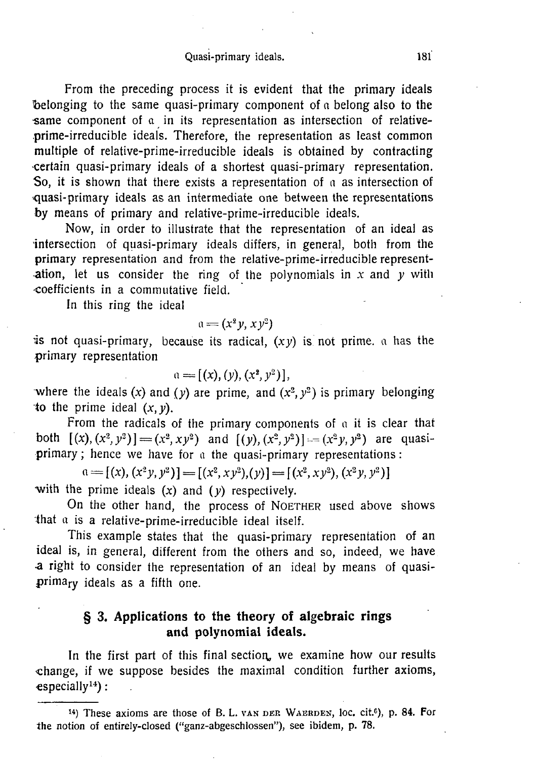From the preceding process it is evident that the primary ideals belonging to the same quasi-primary component of $\mathfrak{a}$ belong also to the same component of $\mathfrak{a}$ in its representation as intersection of relative-prime-irreducible ideals. Therefore, the representation as least common multiple of relative-prime-irreducible ideals is obtained by contracting certain quasi-primary ideals of a shortest quasi-primary representation. So, it is shown that there exists a representation of $\mathfrak{a}$ as intersection of quasi-primary ideals as an intermediate one between the representations by means of primary and relative-prime-irreducible ideals.

Now, in order to illustrate that the representation of an ideal as intersection of quasi-primary ideals differs, in general, both from the primary representation and from the relative-prime-irreducible representation, let us consider the ring of the polynomials in $x$ and $y$ with coefficients in a commutative field.

In this ring the ideal

$$\mathfrak{a} = (x^2 y, x y^2)$$

is not quasi-primary, because its radical, $(xy)$ is not prime. $\mathfrak{a}$ has the primary representation

$$\mathfrak{a} = [(x), (y), (x^2, y^2)],$$

where the ideals $(x)$ and $(y)$ are prime, and $(x^2, y^2)$ is primary belonging to the prime ideal $(x, y)$.

From the radicals of the primary components of $\mathfrak{a}$ it is clear that both $[(x), (x^2, y^2)] = (x^2, xy^2)$ and $[(y), (x^2, y^2)] = (x^2 y, y^2)$ are quasi-primary; hence we have for $\mathfrak{a}$ the quasi-primary representations:

$$\mathfrak{a} = [(x), (x^2 y, y^2)] = [(x^2, xy^2), (y)] = [(x^2, xy^2), (x^2 y, y^2)]$$

with the prime ideals $(x)$ and $(y)$ respectively.

On the other hand, the process of Noether used above shows that $\mathfrak{a}$ is a relative-prime-irreducible ideal itself.

This example states that the quasi-primary representation of an ideal is, in general, different from the others and so, indeed, we have a right to consider the representation of an ideal by means of quasi-primary ideals as a fifth one.

## § 3. Applications to the theory of algebraic rings and polynomial ideals.

In the first part of this final section, we examine how our results change, if we suppose besides the maximal condition further axioms, especially[14]:

---

[14]) These axioms are those of B. L. van der Waerden, loc. cit.[6]), p. 84. For the notion of entirely-closed ("ganz-abgeschlossen"), see ibidem, p. 78.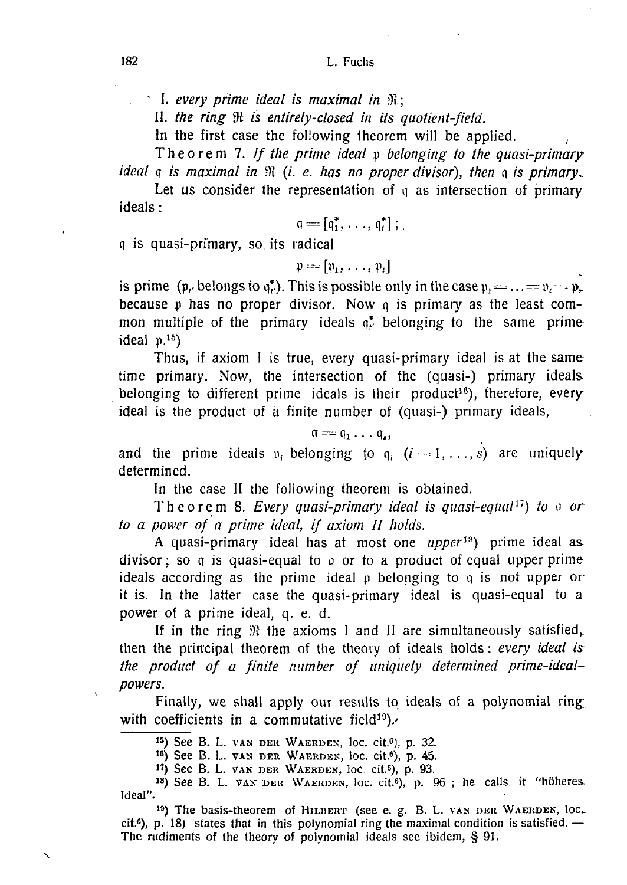I. *every prime ideal is maximal in* $\mathfrak{R}$;

II. *the ring* $\mathfrak{R}$ *is entirely-closed in its quotient-field.*

In the first case the following theorem will be applied.

Theorem 7. *If the prime ideal* $\mathfrak{p}$ *belonging to the quasi-primary ideal* $\mathfrak{q}$ *is maximal in* $\mathfrak{R}$ *(i. e. has no proper divisor), then* $\mathfrak{q}$ *is primary.*

Let us consider the representation of $\mathfrak{q}$ as intersection of primary ideals:

$$\mathfrak{q} = [\mathfrak{q}_1^*, \ldots, \mathfrak{q}_t^*];$$

$\mathfrak{q}$ is quasi-primary, so its radical

$$\mathfrak{p} = [\mathfrak{p}_1, \ldots, \mathfrak{p}_t]$$

is prime ($\mathfrak{p}_r$ belongs to $\mathfrak{q}_r^*$). This is possible only in the case $\mathfrak{p}_1 = \ldots = \mathfrak{p}_t = \mathfrak{p}$, because $\mathfrak{p}$ has no proper divisor. Now $\mathfrak{q}$ is primary as the least common multiple of the primary ideals $\mathfrak{q}_r^*$ belonging to the same prime ideal $\mathfrak{p}$.[15])

Thus, if axiom I is true, every quasi-primary ideal is at the same time primary. Now, the intersection of the (quasi-) primary ideals belonging to different prime ideals is their product[16]), therefore, every ideal is the product of a finite number of (quasi-) primary ideals,

$$\mathfrak{a} = \mathfrak{q}_1 \ldots \mathfrak{q}_s,$$

and the prime ideals $\mathfrak{p}_i$ belonging to $\mathfrak{q}_i$ $(i = 1, \ldots, s)$ are uniquely determined.

In the case II the following theorem is obtained.

Theorem 8. *Every quasi-primary ideal is quasi-equal*[17]) *to* $\mathfrak{o}$ *or to a power of a prime ideal, if axiom II holds.*

A quasi-primary ideal has at most one *upper*[18]) prime ideal as divisor; so $\mathfrak{q}$ is quasi-equal to $\mathfrak{o}$ or to a product of equal upper prime ideals according as the prime ideal $\mathfrak{p}$ belonging to $\mathfrak{q}$ is not upper or it is. In the latter case the quasi-primary ideal is quasi-equal to a power of a prime ideal, q. e. d.

If in the ring $\mathfrak{R}$ the axioms I and II are simultaneously satisfied, then the principal theorem of the theory of ideals holds: *every ideal is the product of a finite number of uniquely determined prime-ideal-powers.*

Finally, we shall apply our results to ideals of a polynomial ring with coefficients in a commutative field[19]).

---

[15]) See B. L. van der Waerden, loc. cit.[6]), p. 32.

[16]) See B. L. van der Waerden, loc. cit.[6]), p. 45.

[17]) See B. L. van der Waerden, loc. cit.[6]), p. 93.

[18]) See B. L. van der Waerden, loc. cit.[6]), p. 96; he calls it "höheres Ideal".

[19]) The basis-theorem of Hilbert (see e. g. B. L. van der Waerden, loc. cit.[6]), p. 18) states that in this polynomial ring the maximal condition is satisfied. — The rudiments of the theory of polynomial ideals see ibidem, § 91.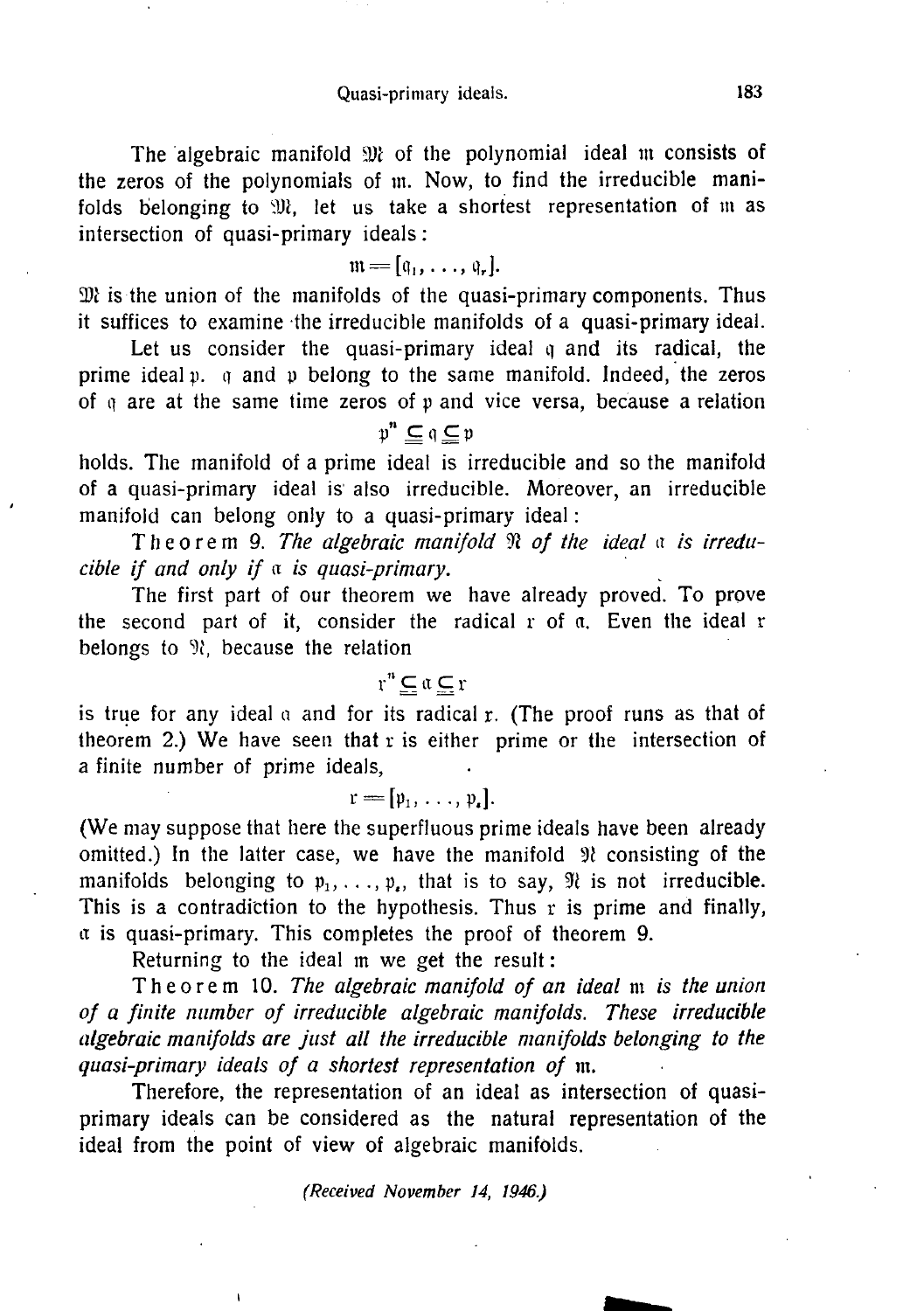The algebraic manifold $\mathfrak{M}$ of the polynomial ideal $\mathfrak{m}$ consists of the zeros of the polynomials of $\mathfrak{m}$. Now, to find the irreducible manifolds belonging to $\mathfrak{M}$, let us take a shortest representation of $\mathfrak{m}$ as intersection of quasi-primary ideals:

$$\mathfrak{m} = [\mathfrak{q}_1, \ldots, \mathfrak{q}_r].$$

$\mathfrak{M}$ is the union of the manifolds of the quasi-primary components. Thus it suffices to examine the irreducible manifolds of a quasi-primary ideal.

Let us consider the quasi-primary ideal $\mathfrak{q}$ and its radical, the prime ideal $\mathfrak{p}$. $\mathfrak{q}$ and $\mathfrak{p}$ belong to the same manifold. Indeed, the zeros of $\mathfrak{q}$ are at the same time zeros of $\mathfrak{p}$ and vice versa, because a relation

$$\mathfrak{p}^n \subseteqq \mathfrak{q} \subseteqq \mathfrak{p}$$

holds. The manifold of a prime ideal is irreducible and so the manifold of a quasi-primary ideal is also irreducible. Moreover, an irreducible manifold can belong only to a quasi-primary ideal:

Theorem 9. *The algebraic manifold $\mathfrak{N}$ of the ideal $\mathfrak{a}$ is irreducible if and only if $\mathfrak{a}$ is quasi-primary.*

The first part of our theorem we have already proved. To prove the second part of it, consider the radical $\mathfrak{r}$ of $\mathfrak{a}$. Even the ideal $\mathfrak{r}$ belongs to $\mathfrak{N}$, because the relation

$$\mathfrak{r}^n \subseteqq \mathfrak{a} \subseteqq \mathfrak{r}$$

is true for any ideal $\mathfrak{a}$ and for its radical $\mathfrak{r}$. (The proof runs as that of theorem 2.) We have seen that $\mathfrak{r}$ is either prime or the intersection of a finite number of prime ideals,

$$\mathfrak{r} = [\mathfrak{p}_1, \ldots, \mathfrak{p}_s].$$

(We may suppose that here the superfluous prime ideals have been already omitted.) In the latter case, we have the manifold $\mathfrak{N}$ consisting of the manifolds belonging to $\mathfrak{p}_1, \ldots, \mathfrak{p}_s$, that is to say, $\mathfrak{N}$ is not irreducible. This is a contradiction to the hypothesis. Thus $\mathfrak{r}$ is prime and finally, $\mathfrak{a}$ is quasi-primary. This completes the proof of theorem 9.

Returning to the ideal $\mathfrak{m}$ we get the result:

Theorem 10. *The algebraic manifold of an ideal $\mathfrak{m}$ is the union of a finite number of irreducible algebraic manifolds. These irreducible algebraic manifolds are just all the irreducible manifolds belonging to the quasi-primary ideals of a shortest representation of $\mathfrak{m}$.*

Therefore, the representation of an ideal as intersection of quasi-primary ideals can be considered as the natural representation of the ideal from the point of view of algebraic manifolds.

*(Received November 14, 1946.)*